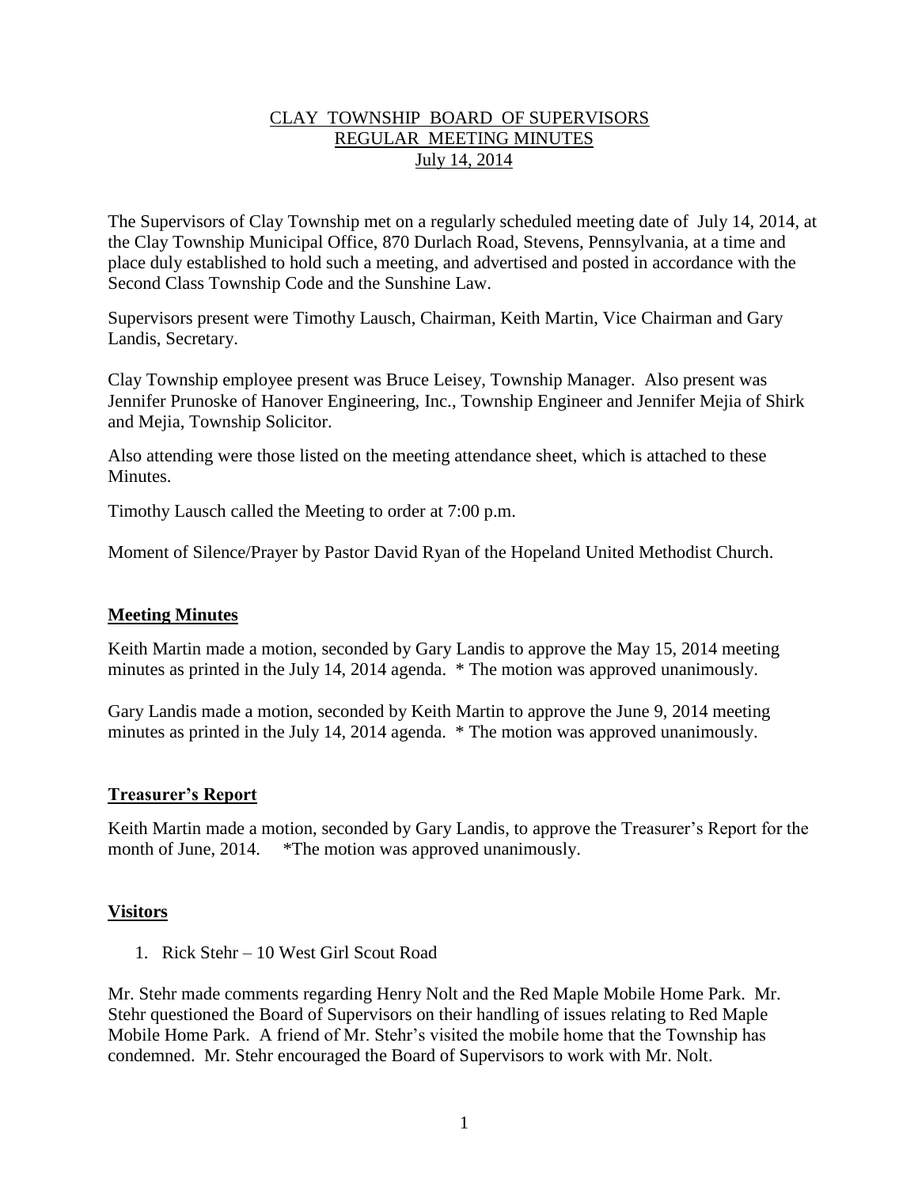# CLAY TOWNSHIP BOARD OF SUPERVISORS
## REGULAR MEETING MINUTES
### July 14, 2014

The Supervisors of Clay Township met on a regularly scheduled meeting date of July 14, 2014, at the Clay Township Municipal Office, 870 Durlach Road, Stevens, Pennsylvania, at a time and place duly established to hold such a meeting, and advertised and posted in accordance with the Second Class Township Code and the Sunshine Law.

Supervisors present were Timothy Lausch, Chairman, Keith Martin, Vice Chairman and Gary Landis, Secretary.

Clay Township employee present was Bruce Leisey, Township Manager. Also present was Jennifer Prunoske of Hanover Engineering, Inc., Township Engineer and Jennifer Mejia of Shirk and Mejia, Township Solicitor.

Also attending were those listed on the meeting attendance sheet, which is attached to these Minutes.

Timothy Lausch called the Meeting to order at 7:00 p.m.

Moment of Silence/Prayer by Pastor David Ryan of the Hopeland United Methodist Church.

## Meeting Minutes

Keith Martin made a motion, seconded by Gary Landis to approve the May 15, 2014 meeting minutes as printed in the July 14, 2014 agenda. * The motion was approved unanimously.

Gary Landis made a motion, seconded by Keith Martin to approve the June 9, 2014 meeting minutes as printed in the July 14, 2014 agenda. * The motion was approved unanimously.

## Treasurer's Report

Keith Martin made a motion, seconded by Gary Landis, to approve the Treasurer's Report for the month of June, 2014. *The motion was approved unanimously.

## Visitors

1. Rick Stehr – 10 West Girl Scout Road

Mr. Stehr made comments regarding Henry Nolt and the Red Maple Mobile Home Park. Mr. Stehr questioned the Board of Supervisors on their handling of issues relating to Red Maple Mobile Home Park. A friend of Mr. Stehr's visited the mobile home that the Township has condemned. Mr. Stehr encouraged the Board of Supervisors to work with Mr. Nolt.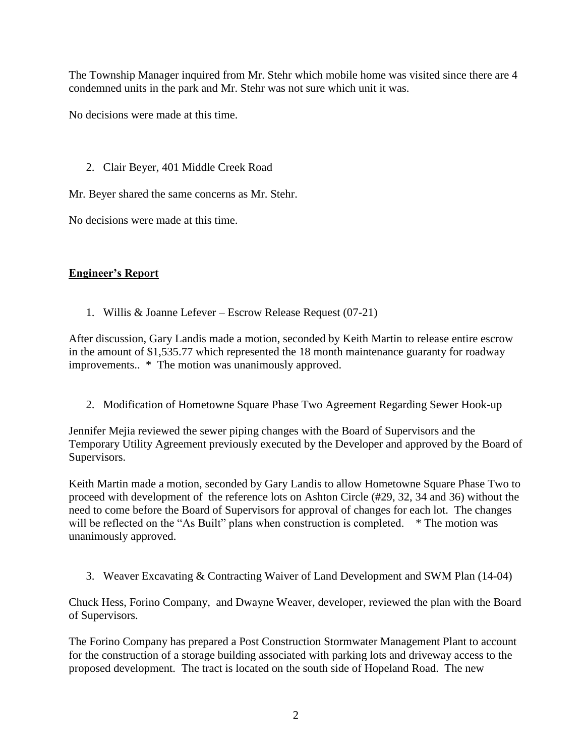The Township Manager inquired from Mr. Stehr which mobile home was visited since there are 4 condemned units in the park and Mr. Stehr was not sure which unit it was.

No decisions were made at this time.

2. Clair Beyer, 401 Middle Creek Road

Mr. Beyer shared the same concerns as Mr. Stehr.

No decisions were made at this time.

## **Engineer's Report**

1. Willis & Joanne Lefever – Escrow Release Request (07-21)

After discussion, Gary Landis made a motion, seconded by Keith Martin to release entire escrow in the amount of $1,535.77 which represented the 18 month maintenance guaranty for roadway improvements.. * The motion was unanimously approved.

2. Modification of Hometowne Square Phase Two Agreement Regarding Sewer Hook-up

Jennifer Mejia reviewed the sewer piping changes with the Board of Supervisors and the Temporary Utility Agreement previously executed by the Developer and approved by the Board of Supervisors.

Keith Martin made a motion, seconded by Gary Landis to allow Hometowne Square Phase Two to proceed with development of the reference lots on Ashton Circle (#29, 32, 34 and 36) without the need to come before the Board of Supervisors for approval of changes for each lot. The changes will be reflected on the "As Built" plans when construction is completed. * The motion was unanimously approved.

3. Weaver Excavating & Contracting Waiver of Land Development and SWM Plan (14-04)

Chuck Hess, Forino Company, and Dwayne Weaver, developer, reviewed the plan with the Board of Supervisors.

The Forino Company has prepared a Post Construction Stormwater Management Plant to account for the construction of a storage building associated with parking lots and driveway access to the proposed development. The tract is located on the south side of Hopeland Road. The new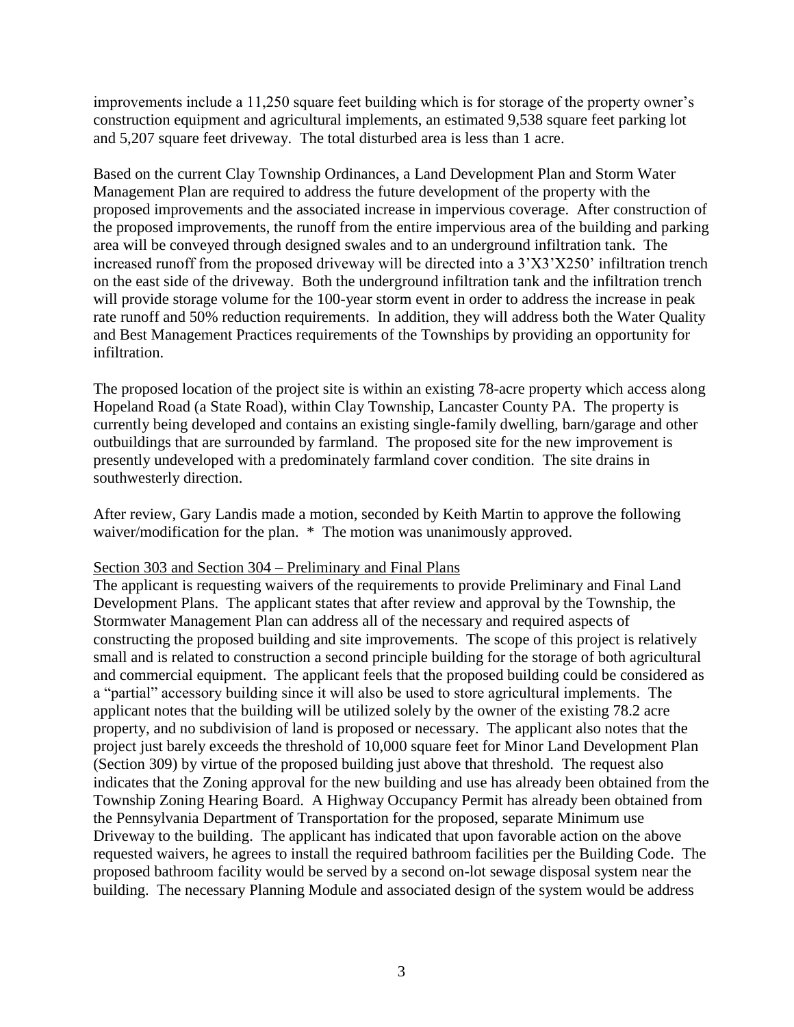improvements include a 11,250 square feet building which is for storage of the property owner's construction equipment and agricultural implements, an estimated 9,538 square feet parking lot and 5,207 square feet driveway. The total disturbed area is less than 1 acre.

Based on the current Clay Township Ordinances, a Land Development Plan and Storm Water Management Plan are required to address the future development of the property with the proposed improvements and the associated increase in impervious coverage. After construction of the proposed improvements, the runoff from the entire impervious area of the building and parking area will be conveyed through designed swales and to an underground infiltration tank. The increased runoff from the proposed driveway will be directed into a 3'X3'X250' infiltration trench on the east side of the driveway. Both the underground infiltration tank and the infiltration trench will provide storage volume for the 100-year storm event in order to address the increase in peak rate runoff and 50% reduction requirements. In addition, they will address both the Water Quality and Best Management Practices requirements of the Townships by providing an opportunity for infiltration.

The proposed location of the project site is within an existing 78-acre property which access along Hopeland Road (a State Road), within Clay Township, Lancaster County PA. The property is currently being developed and contains an existing single-family dwelling, barn/garage and other outbuildings that are surrounded by farmland. The proposed site for the new improvement is presently undeveloped with a predominately farmland cover condition. The site drains in southwesterly direction.

After review, Gary Landis made a motion, seconded by Keith Martin to approve the following waiver/modification for the plan. * The motion was unanimously approved.

Section 303 and Section 304 – Preliminary and Final Plans

The applicant is requesting waivers of the requirements to provide Preliminary and Final Land Development Plans. The applicant states that after review and approval by the Township, the Stormwater Management Plan can address all of the necessary and required aspects of constructing the proposed building and site improvements. The scope of this project is relatively small and is related to construction a second principle building for the storage of both agricultural and commercial equipment. The applicant feels that the proposed building could be considered as a "partial" accessory building since it will also be used to store agricultural implements. The applicant notes that the building will be utilized solely by the owner of the existing 78.2 acre property, and no subdivision of land is proposed or necessary. The applicant also notes that the project just barely exceeds the threshold of 10,000 square feet for Minor Land Development Plan (Section 309) by virtue of the proposed building just above that threshold. The request also indicates that the Zoning approval for the new building and use has already been obtained from the Township Zoning Hearing Board. A Highway Occupancy Permit has already been obtained from the Pennsylvania Department of Transportation for the proposed, separate Minimum use Driveway to the building. The applicant has indicated that upon favorable action on the above requested waivers, he agrees to install the required bathroom facilities per the Building Code. The proposed bathroom facility would be served by a second on-lot sewage disposal system near the building. The necessary Planning Module and associated design of the system would be address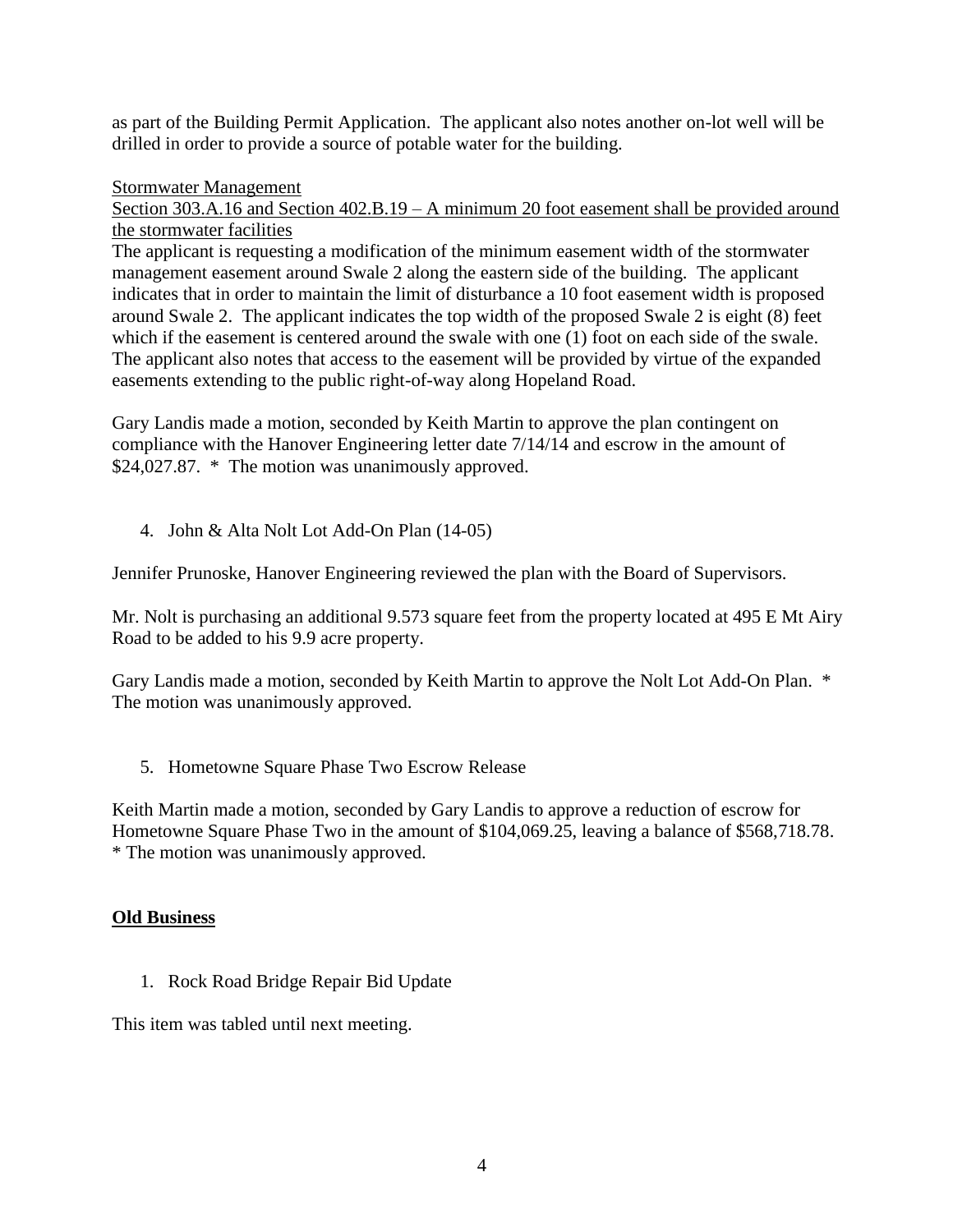as part of the Building Permit Application. The applicant also notes another on-lot well will be drilled in order to provide a source of potable water for the building.

Stormwater Management

Section 303.A.16 and Section 402.B.19 – A minimum 20 foot easement shall be provided around the stormwater facilities

The applicant is requesting a modification of the minimum easement width of the stormwater management easement around Swale 2 along the eastern side of the building. The applicant indicates that in order to maintain the limit of disturbance a 10 foot easement width is proposed around Swale 2. The applicant indicates the top width of the proposed Swale 2 is eight (8) feet which if the easement is centered around the swale with one (1) foot on each side of the swale. The applicant also notes that access to the easement will be provided by virtue of the expanded easements extending to the public right-of-way along Hopeland Road.

Gary Landis made a motion, seconded by Keith Martin to approve the plan contingent on compliance with the Hanover Engineering letter date 7/14/14 and escrow in the amount of $24,027.87. * The motion was unanimously approved.

4. John & Alta Nolt Lot Add-On Plan (14-05)

Jennifer Prunoske, Hanover Engineering reviewed the plan with the Board of Supervisors.

Mr. Nolt is purchasing an additional 9.573 square feet from the property located at 495 E Mt Airy Road to be added to his 9.9 acre property.

Gary Landis made a motion, seconded by Keith Martin to approve the Nolt Lot Add-On Plan. * The motion was unanimously approved.

5. Hometowne Square Phase Two Escrow Release

Keith Martin made a motion, seconded by Gary Landis to approve a reduction of escrow for Hometowne Square Phase Two in the amount of $104,069.25, leaving a balance of $568,718.78. * The motion was unanimously approved.

**Old Business**

1. Rock Road Bridge Repair Bid Update

This item was tabled until next meeting.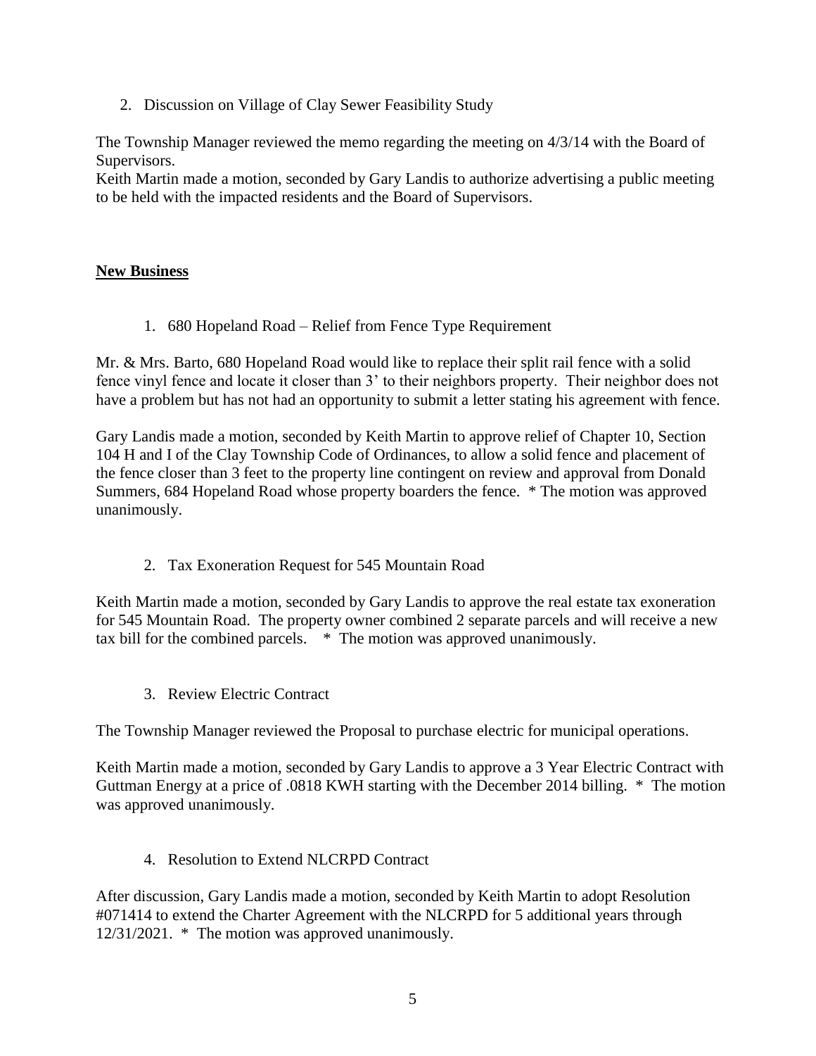2. Discussion on Village of Clay Sewer Feasibility Study

The Township Manager reviewed the memo regarding the meeting on 4/3/14 with the Board of Supervisors.
Keith Martin made a motion, seconded by Gary Landis to authorize advertising a public meeting to be held with the impacted residents and the Board of Supervisors.

**New Business**

1. 680 Hopeland Road – Relief from Fence Type Requirement

Mr. & Mrs. Barto, 680 Hopeland Road would like to replace their split rail fence with a solid fence vinyl fence and locate it closer than 3' to their neighbors property. Their neighbor does not have a problem but has not had an opportunity to submit a letter stating his agreement with fence.

Gary Landis made a motion, seconded by Keith Martin to approve relief of Chapter 10, Section 104 H and I of the Clay Township Code of Ordinances, to allow a solid fence and placement of the fence closer than 3 feet to the property line contingent on review and approval from Donald Summers, 684 Hopeland Road whose property boarders the fence. * The motion was approved unanimously.

2. Tax Exoneration Request for 545 Mountain Road

Keith Martin made a motion, seconded by Gary Landis to approve the real estate tax exoneration for 545 Mountain Road. The property owner combined 2 separate parcels and will receive a new tax bill for the combined parcels. * The motion was approved unanimously.

3. Review Electric Contract

The Township Manager reviewed the Proposal to purchase electric for municipal operations.

Keith Martin made a motion, seconded by Gary Landis to approve a 3 Year Electric Contract with Guttman Energy at a price of .0818 KWH starting with the December 2014 billing. * The motion was approved unanimously.

4. Resolution to Extend NLCRPD Contract

After discussion, Gary Landis made a motion, seconded by Keith Martin to adopt Resolution #071414 to extend the Charter Agreement with the NLCRPD for 5 additional years through 12/31/2021. * The motion was approved unanimously.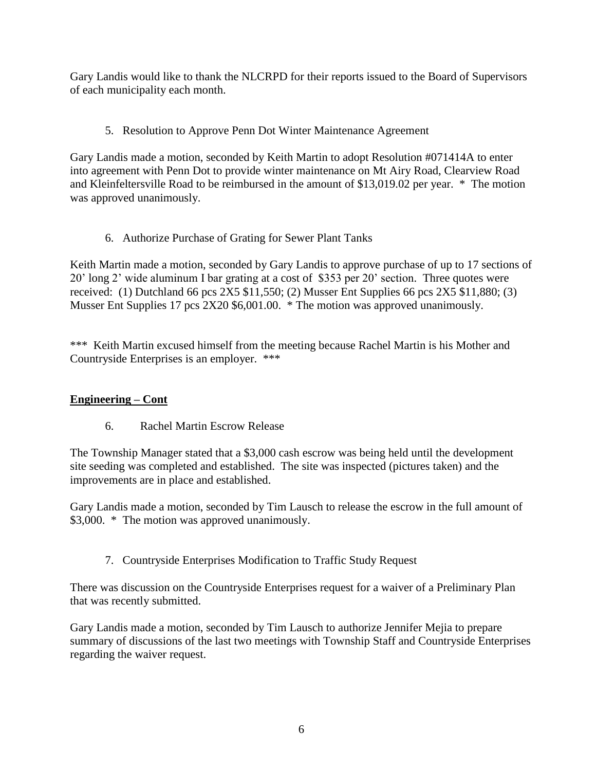Gary Landis would like to thank the NLCRPD for their reports issued to the Board of Supervisors of each municipality each month.

5. Resolution to Approve Penn Dot Winter Maintenance Agreement

Gary Landis made a motion, seconded by Keith Martin to adopt Resolution #071414A to enter into agreement with Penn Dot to provide winter maintenance on Mt Airy Road, Clearview Road and Kleinfeltersville Road to be reimbursed in the amount of $13,019.02 per year. * The motion was approved unanimously.

6. Authorize Purchase of Grating for Sewer Plant Tanks

Keith Martin made a motion, seconded by Gary Landis to approve purchase of up to 17 sections of 20' long 2' wide aluminum I bar grating at a cost of $353 per 20' section. Three quotes were received: (1) Dutchland 66 pcs 2X5 $11,550; (2) Musser Ent Supplies 66 pcs 2X5 $11,880; (3) Musser Ent Supplies 17 pcs 2X20 $6,001.00. * The motion was approved unanimously.

*** Keith Martin excused himself from the meeting because Rachel Martin is his Mother and Countryside Enterprises is an employer. ***

**Engineering – Cont**

6. Rachel Martin Escrow Release

The Township Manager stated that a $3,000 cash escrow was being held until the development site seeding was completed and established. The site was inspected (pictures taken) and the improvements are in place and established.

Gary Landis made a motion, seconded by Tim Lausch to release the escrow in the full amount of $3,000. * The motion was approved unanimously.

7. Countryside Enterprises Modification to Traffic Study Request

There was discussion on the Countryside Enterprises request for a waiver of a Preliminary Plan that was recently submitted.

Gary Landis made a motion, seconded by Tim Lausch to authorize Jennifer Mejia to prepare summary of discussions of the last two meetings with Township Staff and Countryside Enterprises regarding the waiver request.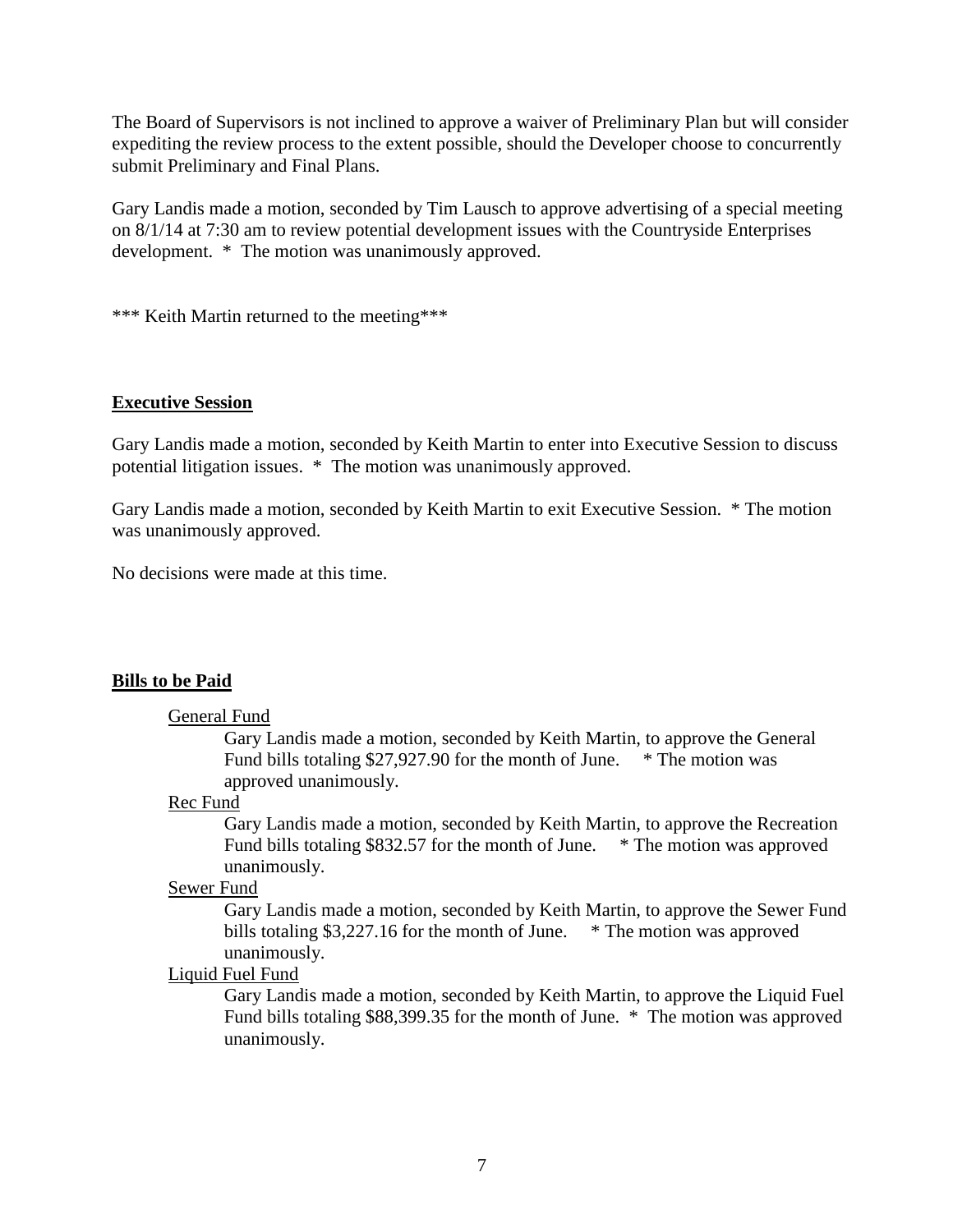The Board of Supervisors is not inclined to approve a waiver of Preliminary Plan but will consider expediting the review process to the extent possible, should the Developer choose to concurrently submit Preliminary and Final Plans.

Gary Landis made a motion, seconded by Tim Lausch to approve advertising of a special meeting on 8/1/14 at 7:30 am to review potential development issues with the Countryside Enterprises development. * The motion was unanimously approved.

*** Keith Martin returned to the meeting***

## Executive Session

Gary Landis made a motion, seconded by Keith Martin to enter into Executive Session to discuss potential litigation issues. * The motion was unanimously approved.

Gary Landis made a motion, seconded by Keith Martin to exit Executive Session. * The motion was unanimously approved.

No decisions were made at this time.

## Bills to be Paid

General Fund

Gary Landis made a motion, seconded by Keith Martin, to approve the General Fund bills totaling $27,927.90 for the month of June. * The motion was approved unanimously.

Rec Fund

Gary Landis made a motion, seconded by Keith Martin, to approve the Recreation Fund bills totaling $832.57 for the month of June. * The motion was approved unanimously.

Sewer Fund

Gary Landis made a motion, seconded by Keith Martin, to approve the Sewer Fund bills totaling $3,227.16 for the month of June. * The motion was approved unanimously.

Liquid Fuel Fund

Gary Landis made a motion, seconded by Keith Martin, to approve the Liquid Fuel Fund bills totaling $88,399.35 for the month of June. * The motion was approved unanimously.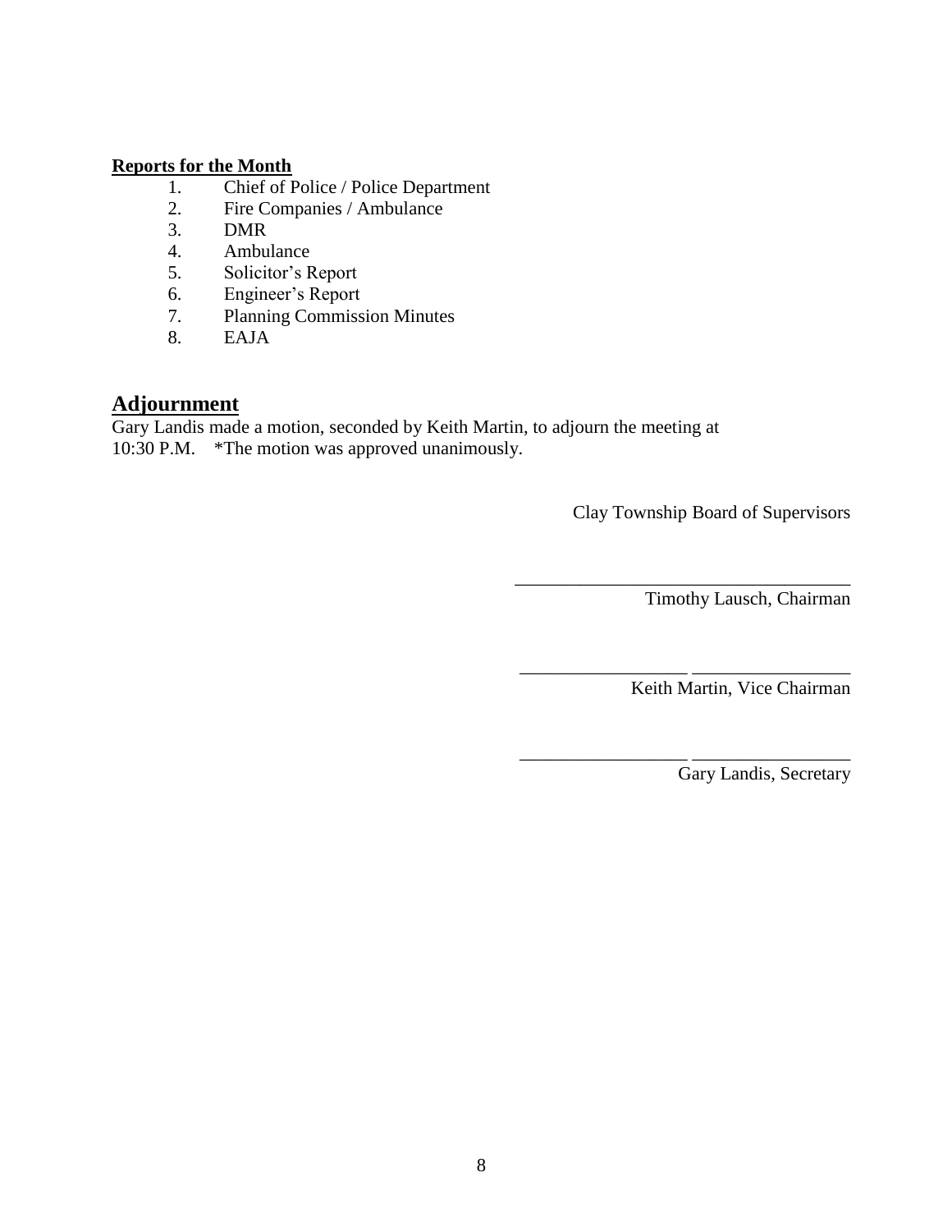**Reports for the Month**

1. Chief of Police / Police Department
2. Fire Companies / Ambulance
3. DMR
4. Ambulance
5. Solicitor's Report
6. Engineer's Report
7. Planning Commission Minutes
8. EAJA

## Adjournment

Gary Landis made a motion, seconded by Keith Martin, to adjourn the meeting at 10:30 P.M. *The motion was approved unanimously.

Clay Township Board of Supervisors

_________________________________

Timothy Lausch, Chairman

_________________________________

Keith Martin, Vice Chairman

_________________________________

Gary Landis, Secretary